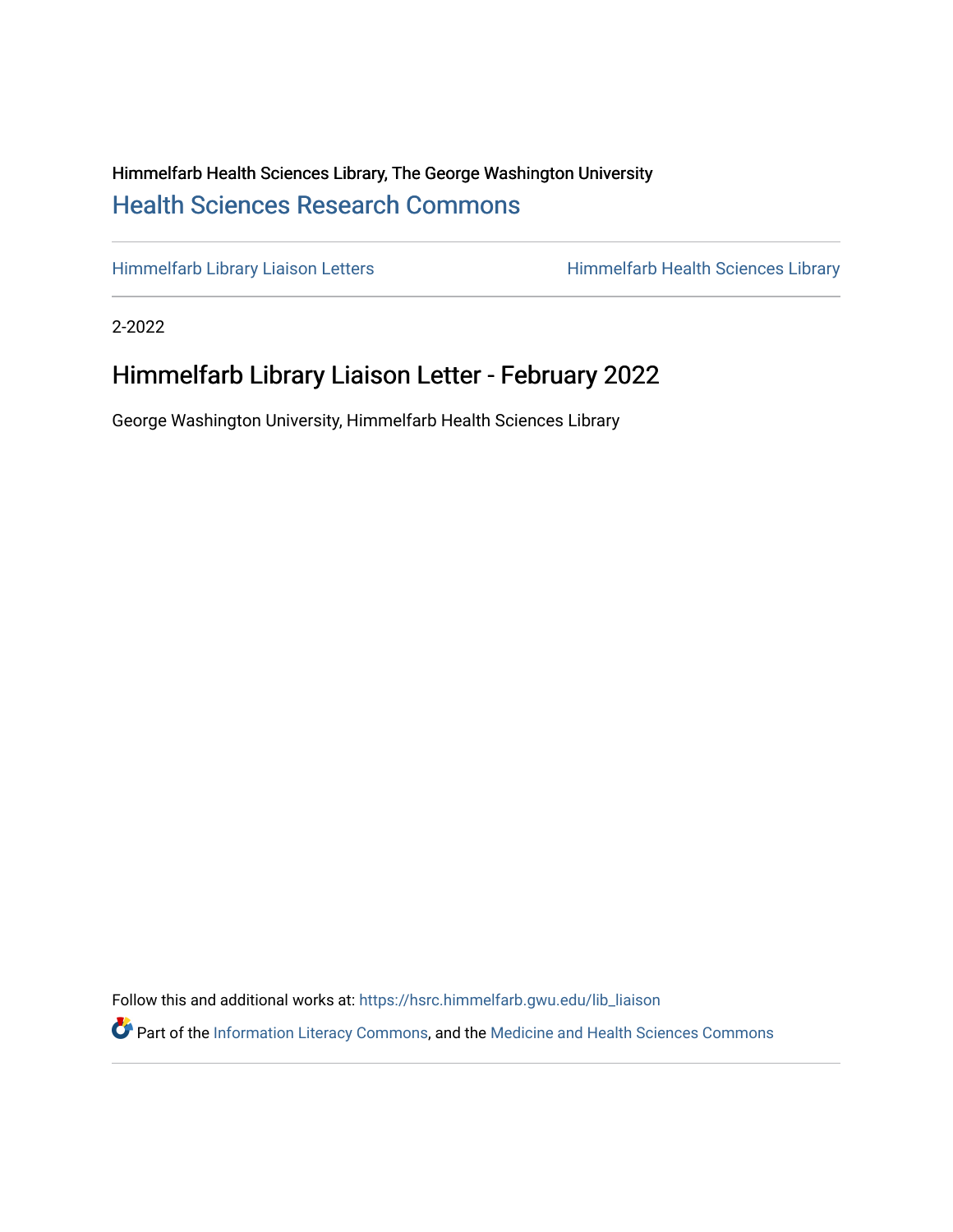Himmelfarb Health Sciences Library, The George Washington University

## Health Sciences Research Commons

Himmelfarb Library Liaison Letters

Himmelfarb Health Sciences Library

2-2022

# Himmelfarb Library Liaison Letter - February 2022

George Washington University, Himmelfarb Health Sciences Library

Follow this and additional works at: https://hsrc.himmelfarb.gwu.edu/lib_liaison

Part of the Information Literacy Commons, and the Medicine and Health Sciences Commons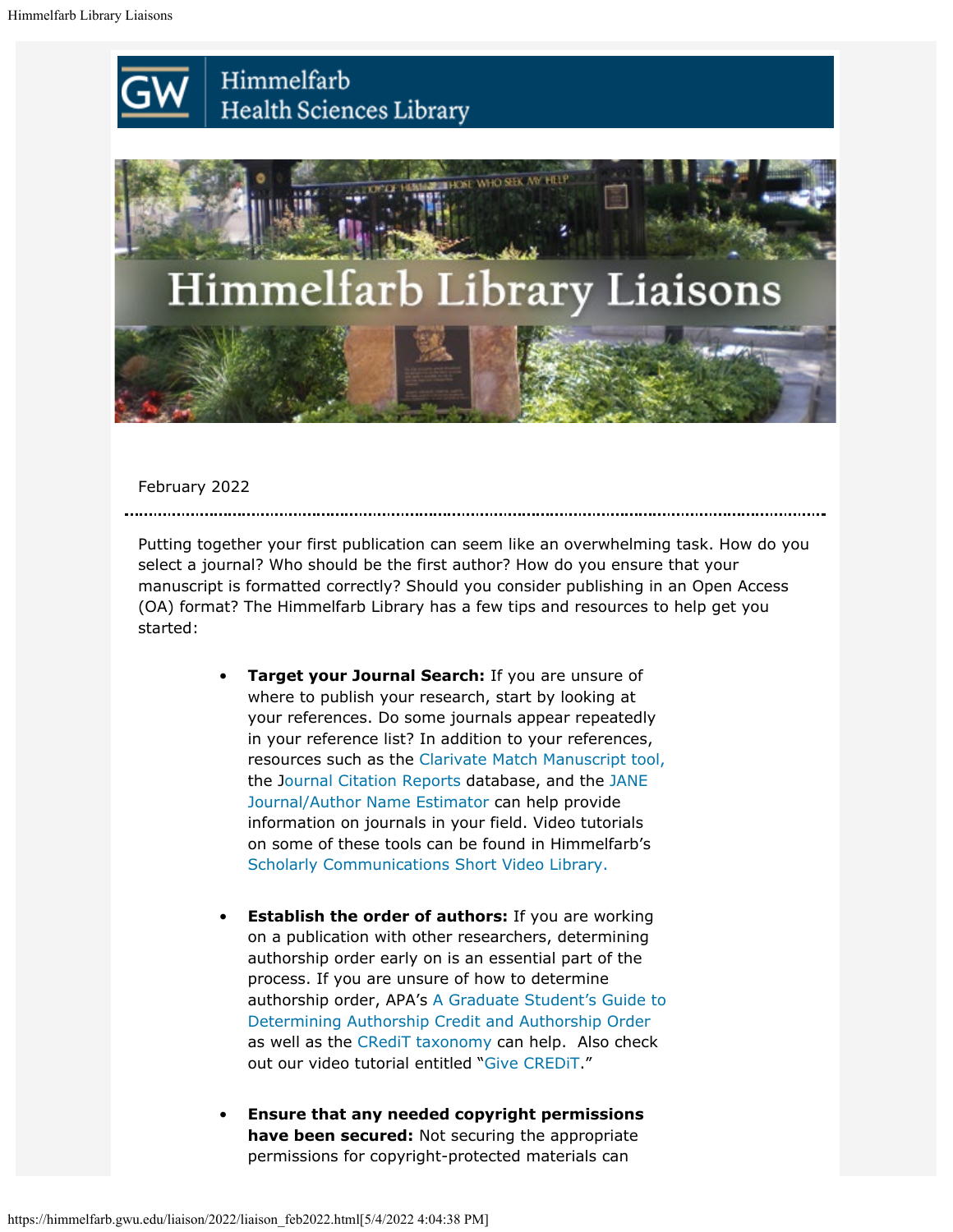February 2022

Putting together your first publication can seem like an overwhelming task. How do you select a journal? Who should be the first author? How do you ensure that your manuscript is formatted correctly? Should you consider publishing in an Open Access (OA) format? The Himmelfarb Library has a few tips and resources to help get you started:

- **Target your Journal Search:** If you are unsure of where to publish your research, start by looking at your references. Do some journals appear repeatedly in your reference list? In addition to your references, resources such as the Clarivate Match Manuscript tool, the Journal Citation Reports database, and the JANE Journal/Author Name Estimator can help provide information on journals in your field. Video tutorials on some of these tools can be found in Himmelfarb's Scholarly Communications Short Video Library.

- **Establish the order of authors:** If you are working on a publication with other researchers, determining authorship order early on is an essential part of the process. If you are unsure of how to determine authorship order, APA's A Graduate Student's Guide to Determining Authorship Credit and Authorship Order as well as the CRediT taxonomy can help. Also check out our video tutorial entitled "Give CREDiT."

- **Ensure that any needed copyright permissions have been secured:** Not securing the appropriate permissions for copyright-protected materials can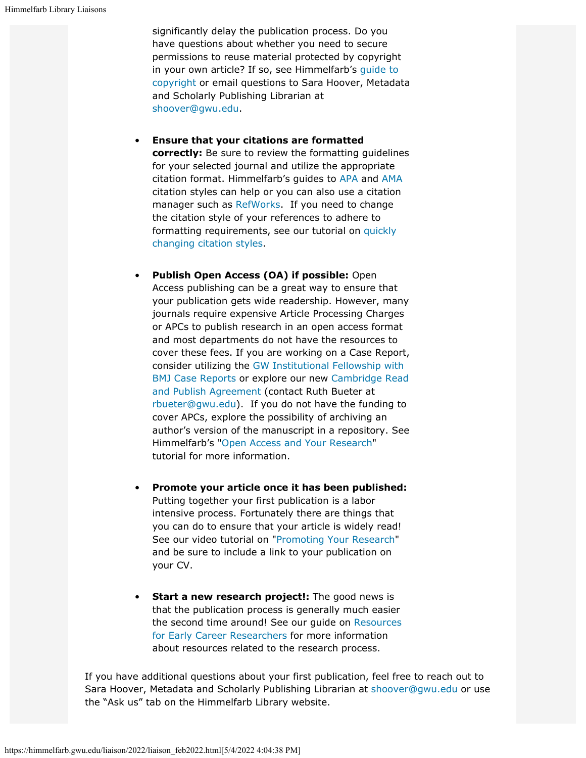significantly delay the publication process. Do you have questions about whether you need to secure permissions to reuse material protected by copyright in your own article? If so, see Himmelfarb's guide to copyright or email questions to Sara Hoover, Metadata and Scholarly Publishing Librarian at shoover@gwu.edu.

- **Ensure that your citations are formatted correctly:** Be sure to review the formatting guidelines for your selected journal and utilize the appropriate citation format. Himmelfarb's guides to APA and AMA citation styles can help or you can also use a citation manager such as RefWorks. If you need to change the citation style of your references to adhere to formatting requirements, see our tutorial on quickly changing citation styles.

- **Publish Open Access (OA) if possible:** Open Access publishing can be a great way to ensure that your publication gets wide readership. However, many journals require expensive Article Processing Charges or APCs to publish research in an open access format and most departments do not have the resources to cover these fees. If you are working on a Case Report, consider utilizing the GW Institutional Fellowship with BMJ Case Reports or explore our new Cambridge Read and Publish Agreement (contact Ruth Bueter at rbueter@gwu.edu). If you do not have the funding to cover APCs, explore the possibility of archiving an author's version of the manuscript in a repository. See Himmelfarb's "Open Access and Your Research" tutorial for more information.

- **Promote your article once it has been published:** Putting together your first publication is a labor intensive process. Fortunately there are things that you can do to ensure that your article is widely read! See our video tutorial on "Promoting Your Research" and be sure to include a link to your publication on your CV.

- **Start a new research project!:** The good news is that the publication process is generally much easier the second time around! See our guide on Resources for Early Career Researchers for more information about resources related to the research process.

If you have additional questions about your first publication, feel free to reach out to Sara Hoover, Metadata and Scholarly Publishing Librarian at shoover@gwu.edu or use the "Ask us" tab on the Himmelfarb Library website.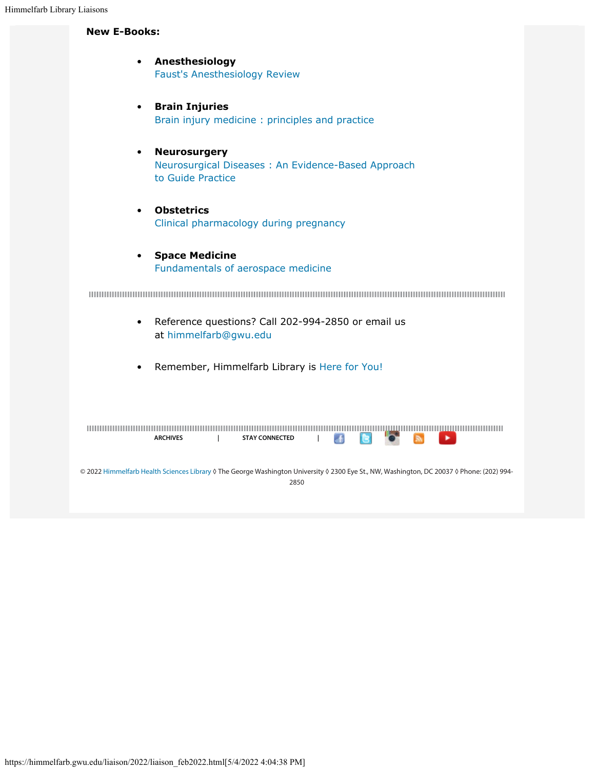**New E-Books:**

- **Anesthesiology**
  Faust's Anesthesiology Review

- **Brain Injuries**
  Brain injury medicine : principles and practice

- **Neurosurgery**
  Neurosurgical Diseases : An Evidence-Based Approach to Guide Practice

- **Obstetrics**
  Clinical pharmacology during pregnancy

- **Space Medicine**
  Fundamentals of aerospace medicine

---

- Reference questions? Call 202-994-2850 or email us at himmelfarb@gwu.edu

- Remember, Himmelfarb Library is Here for You!

---

ARCHIVES | STAY CONNECTED |

© 2022 Himmelfarb Health Sciences Library ◊ The George Washington University ◊ 2300 Eye St., NW, Washington, DC 20037 ◊ Phone: (202) 994-2850